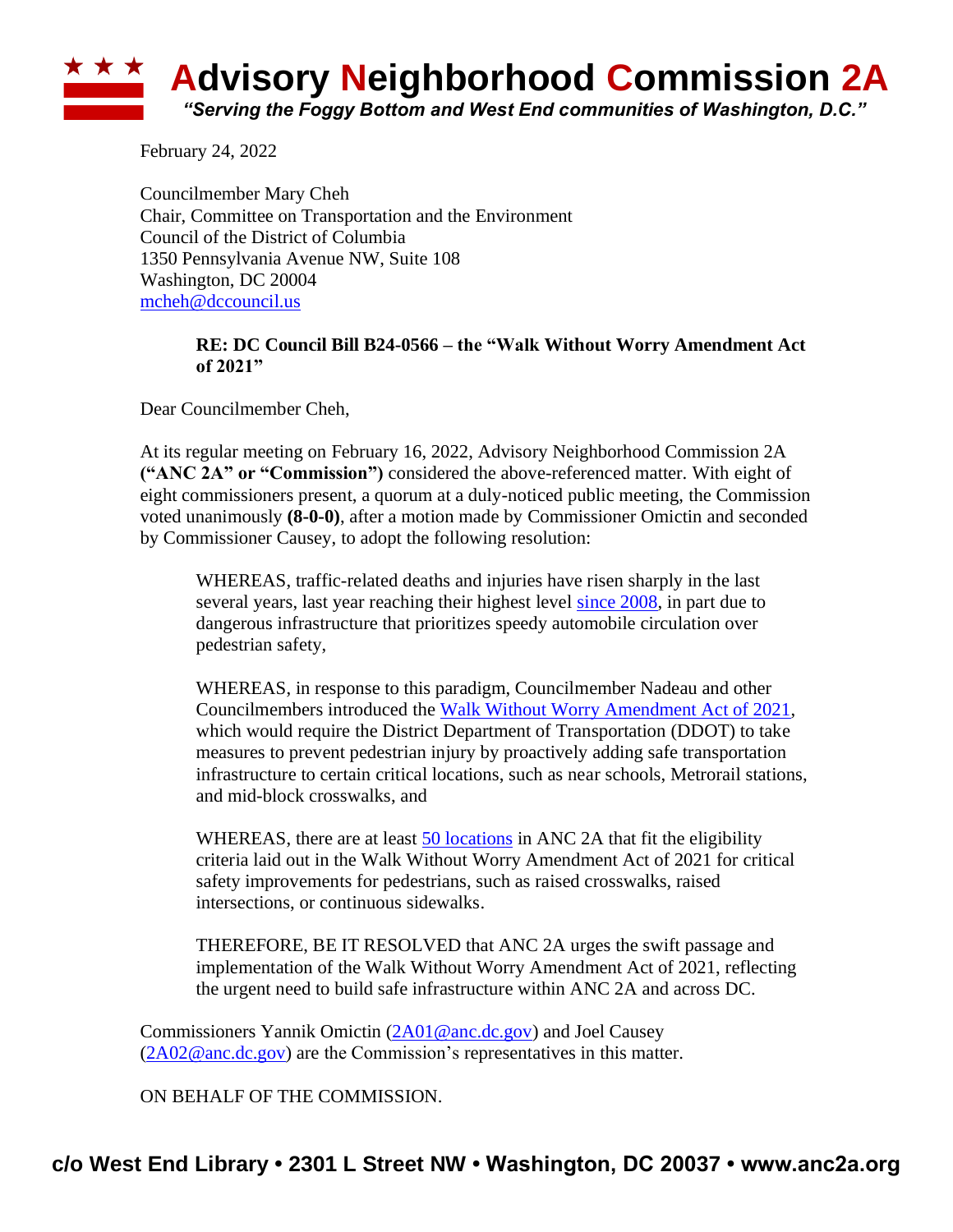# Advisory Neighborhood Commission 2A

*"Serving the Foggy Bottom and West End communities of Washington, D.C."*

February 24, 2022

Councilmember Mary Cheh
Chair, Committee on Transportation and the Environment
Council of the District of Columbia
1350 Pennsylvania Avenue NW, Suite 108
Washington, DC 20004
mcheh@dccouncil.us

> **RE: DC Council Bill B24-0566 – the "Walk Without Worry Amendment Act of 2021"**

Dear Councilmember Cheh,

At its regular meeting on February 16, 2022, Advisory Neighborhood Commission 2A **("ANC 2A" or "Commission")** considered the above-referenced matter. With eight of eight commissioners present, a quorum at a duly-noticed public meeting, the Commission voted unanimously **(8-0-0)**, after a motion made by Commissioner Omictin and seconded by Commissioner Causey, to adopt the following resolution:

> WHEREAS, traffic-related deaths and injuries have risen sharply in the last several years, last year reaching their highest level since 2008, in part due to dangerous infrastructure that prioritizes speedy automobile circulation over pedestrian safety,
>
> WHEREAS, in response to this paradigm, Councilmember Nadeau and other Councilmembers introduced the Walk Without Worry Amendment Act of 2021, which would require the District Department of Transportation (DDOT) to take measures to prevent pedestrian injury by proactively adding safe transportation infrastructure to certain critical locations, such as near schools, Metrorail stations, and mid-block crosswalks, and
>
> WHEREAS, there are at least 50 locations in ANC 2A that fit the eligibility criteria laid out in the Walk Without Worry Amendment Act of 2021 for critical safety improvements for pedestrians, such as raised crosswalks, raised intersections, or continuous sidewalks.
>
> THEREFORE, BE IT RESOLVED that ANC 2A urges the swift passage and implementation of the Walk Without Worry Amendment Act of 2021, reflecting the urgent need to build safe infrastructure within ANC 2A and across DC.

Commissioners Yannik Omictin (2A01@anc.dc.gov) and Joel Causey (2A02@anc.dc.gov) are the Commission's representatives in this matter.

ON BEHALF OF THE COMMISSION.

**c/o West End Library • 2301 L Street NW • Washington, DC 20037 • www.anc2a.org**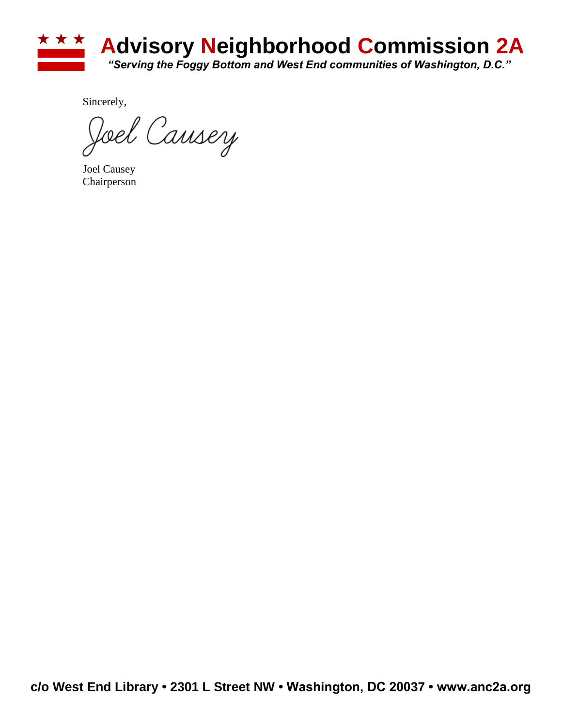Sincerely,

Joel Causey
Chairperson